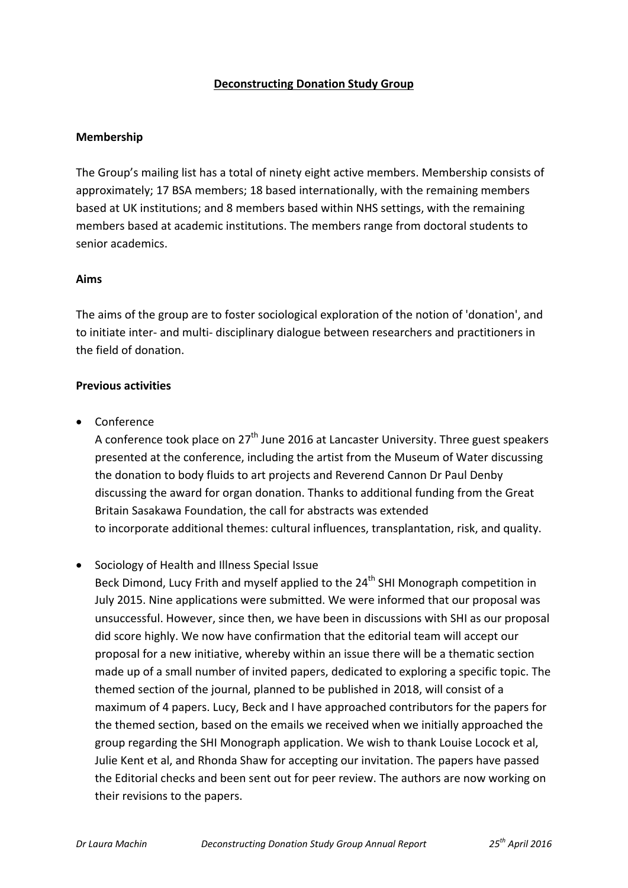# Deconstructing Donation Study Group

## Membership

The Group's mailing list has a total of ninety eight active members. Membership consists of approximately; 17 BSA members; 18 based internationally, with the remaining members based at UK institutions; and 8 members based within NHS settings, with the remaining members based at academic institutions. The members range from doctoral students to senior academics.

## Aims

The aims of the group are to foster sociological exploration of the notion of 'donation', and to initiate inter- and multi- disciplinary dialogue between researchers and practitioners in the field of donation.

## Previous activities

- Conference
  A conference took place on 27th June 2016 at Lancaster University. Three guest speakers presented at the conference, including the artist from the Museum of Water discussing the donation to body fluids to art projects and Reverend Cannon Dr Paul Denby discussing the award for organ donation. Thanks to additional funding from the Great Britain Sasakawa Foundation, the call for abstracts was extended to incorporate additional themes: cultural influences, transplantation, risk, and quality.

- Sociology of Health and Illness Special Issue
  Beck Dimond, Lucy Frith and myself applied to the 24th SHI Monograph competition in July 2015. Nine applications were submitted. We were informed that our proposal was unsuccessful. However, since then, we have been in discussions with SHI as our proposal did score highly. We now have confirmation that the editorial team will accept our proposal for a new initiative, whereby within an issue there will be a thematic section made up of a small number of invited papers, dedicated to exploring a specific topic. The themed section of the journal, planned to be published in 2018, will consist of a maximum of 4 papers. Lucy, Beck and I have approached contributors for the papers for the themed section, based on the emails we received when we initially approached the group regarding the SHI Monograph application. We wish to thank Louise Locock et al, Julie Kent et al, and Rhonda Shaw for accepting our invitation. The papers have passed the Editorial checks and been sent out for peer review. The authors are now working on their revisions to the papers.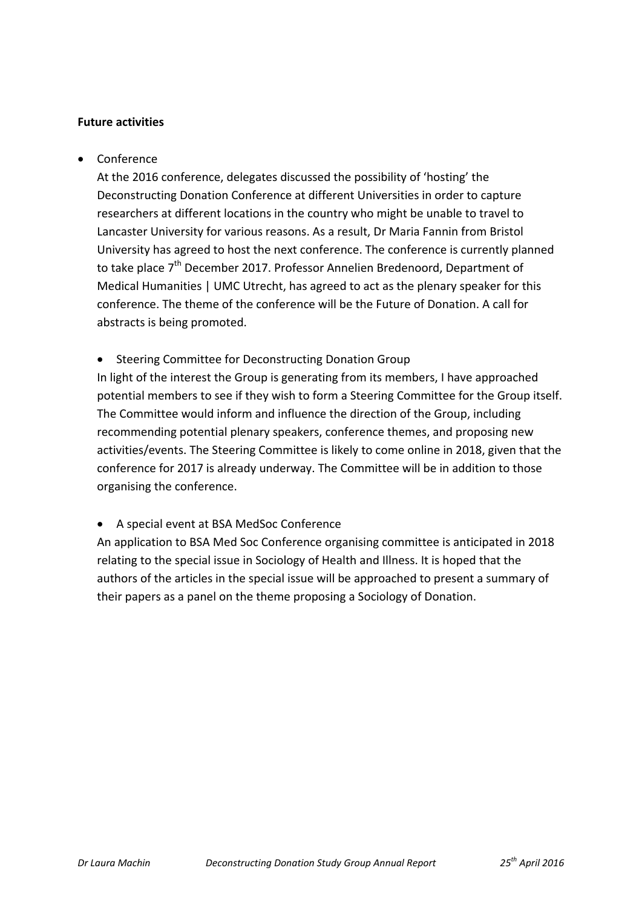**Future activities**

- Conference

  At the 2016 conference, delegates discussed the possibility of 'hosting' the Deconstructing Donation Conference at different Universities in order to capture researchers at different locations in the country who might be unable to travel to Lancaster University for various reasons. As a result, Dr Maria Fannin from Bristol University has agreed to host the next conference. The conference is currently planned to take place 7th December 2017. Professor Annelien Bredenoord, Department of Medical Humanities | UMC Utrecht, has agreed to act as the plenary speaker for this conference. The theme of the conference will be the Future of Donation. A call for abstracts is being promoted.

- Steering Committee for Deconstructing Donation Group

  In light of the interest the Group is generating from its members, I have approached potential members to see if they wish to form a Steering Committee for the Group itself. The Committee would inform and influence the direction of the Group, including recommending potential plenary speakers, conference themes, and proposing new activities/events. The Steering Committee is likely to come online in 2018, given that the conference for 2017 is already underway. The Committee will be in addition to those organising the conference.

- A special event at BSA MedSoc Conference

  An application to BSA Med Soc Conference organising committee is anticipated in 2018 relating to the special issue in Sociology of Health and Illness. It is hoped that the authors of the articles in the special issue will be approached to present a summary of their papers as a panel on the theme proposing a Sociology of Donation.